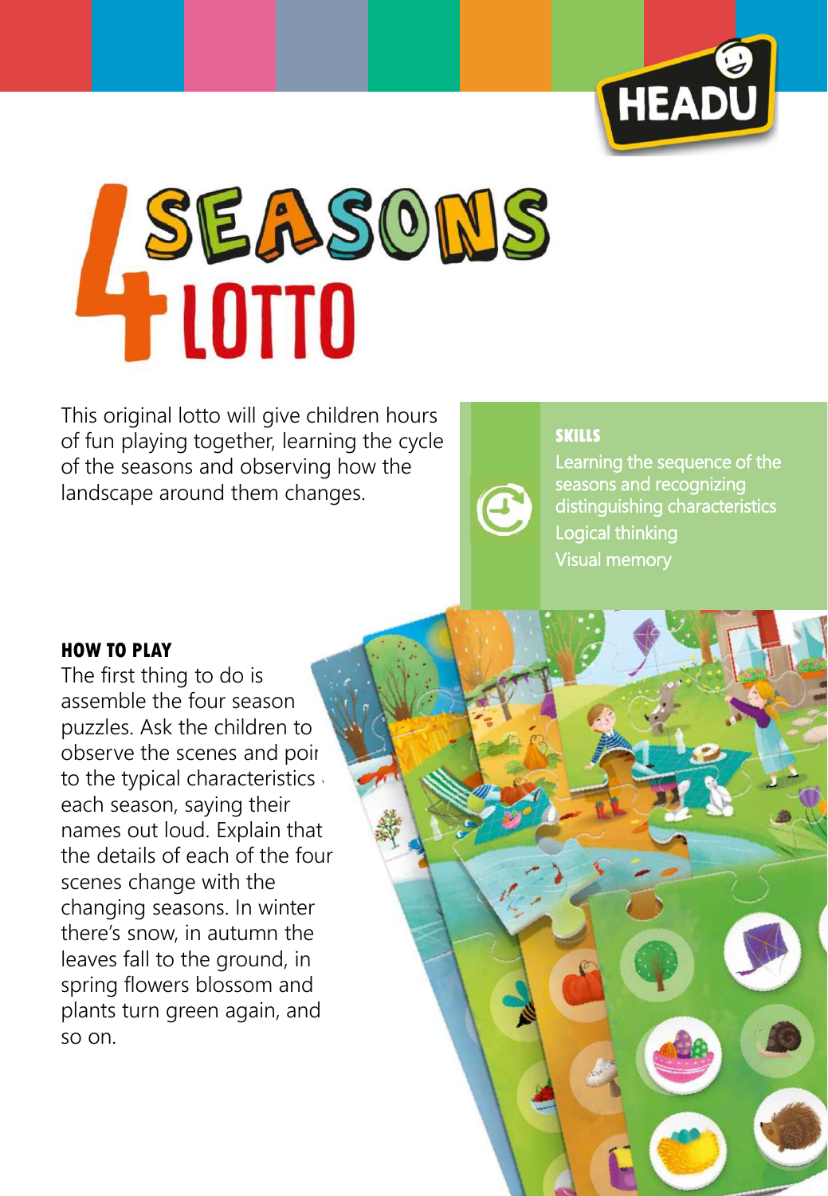HEADU

# 4 SEASONS LOTTO

This original lotto will give children hours of fun playing together, learning the cycle of the seasons and observing how the landscape around them changes.

**SKILLS**

Learning the sequence of the seasons and recognizing distinguishing characteristics
Logical thinking
Visual memory

## HOW TO PLAY

The first thing to do is assemble the four season puzzles. Ask the children to observe the scenes and poir to the typical characteristics , each season, saying their names out loud. Explain that the details of each of the four scenes change with the changing seasons. In winter there's snow, in autumn the leaves fall to the ground, in spring flowers blossom and plants turn green again, and so on.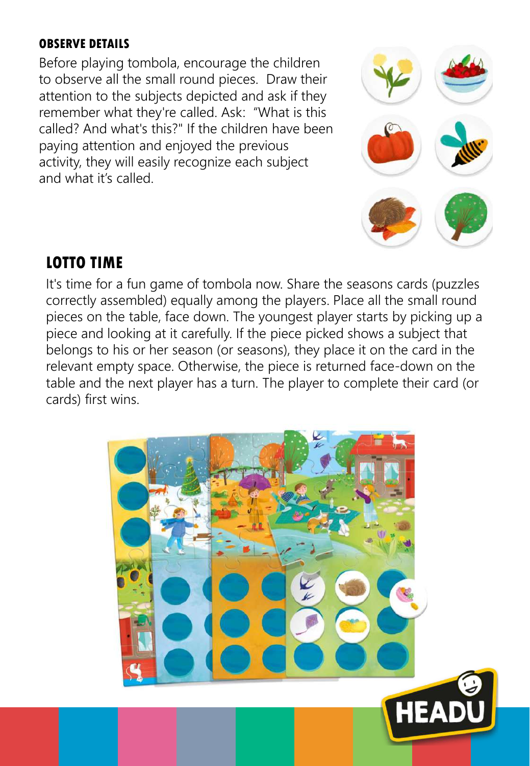## OBSERVE DETAILS

Before playing tombola, encourage the children to observe all the small round pieces. Draw their attention to the subjects depicted and ask if they remember what they're called. Ask: "What is this called? And what's this?" If the children have been paying attention and enjoyed the previous activity, they will easily recognize each subject and what it's called.

## LOTTO TIME

It's time for a fun game of tombola now. Share the seasons cards (puzzles correctly assembled) equally among the players. Place all the small round pieces on the table, face down. The youngest player starts by picking up a piece and looking at it carefully. If the piece picked shows a subject that belongs to his or her season (or seasons), they place it on the card in the relevant empty space. Otherwise, the piece is returned face-down on the table and the next player has a turn. The player to complete their card (or cards) first wins.